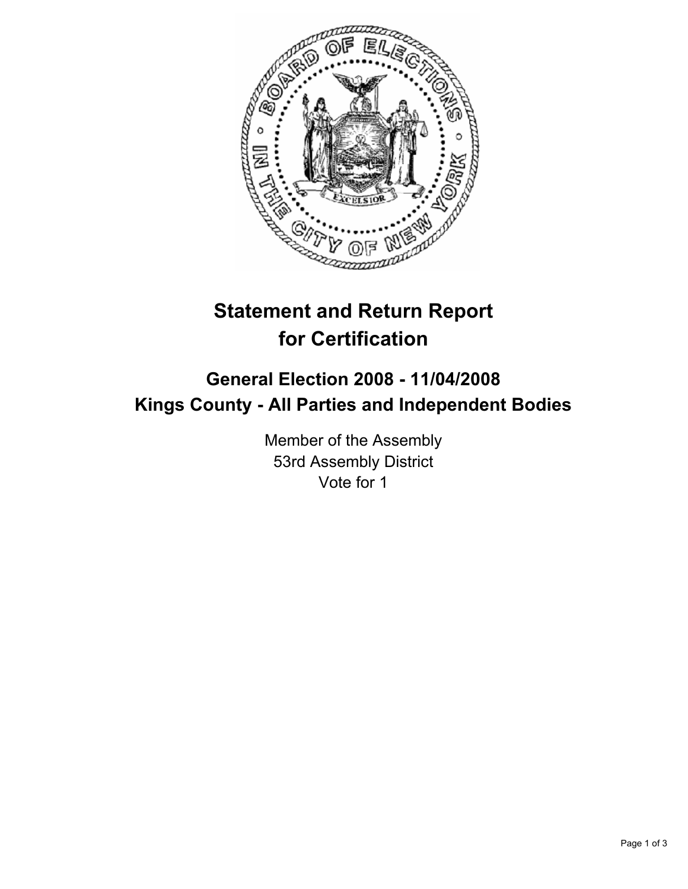# Statement and Return Report for Certification

## General Election 2008 - 11/04/2008
## Kings County - All Parties and Independent Bodies

Member of the Assembly
53rd Assembly District
Vote for 1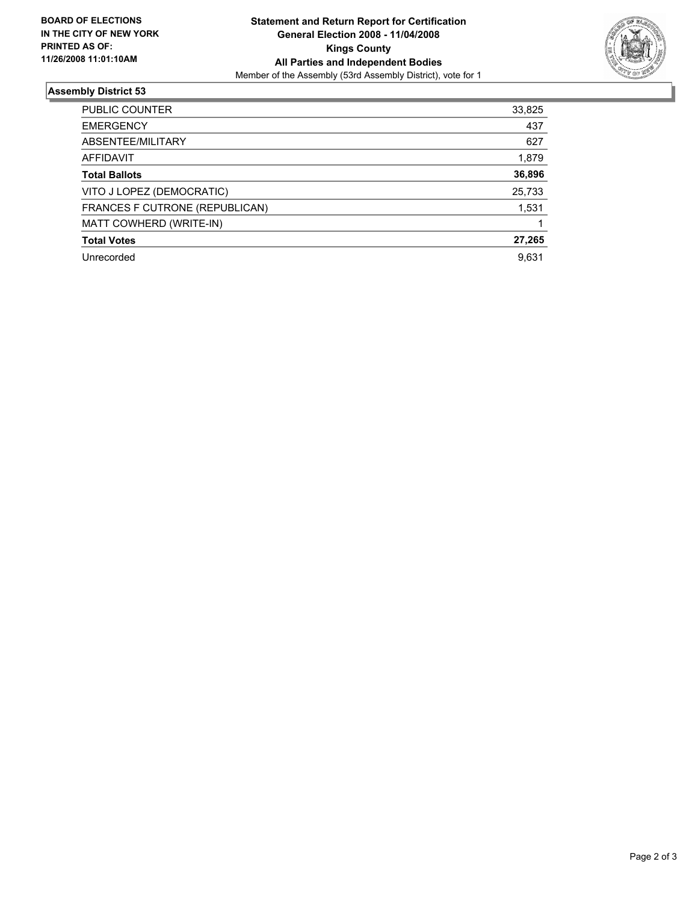**BOARD OF ELECTIONS IN THE CITY OF NEW YORK PRINTED AS OF: 11/26/2008 11:01:10AM**

**Statement and Return Report for Certification**
**General Election 2008 - 11/04/2008**
**Kings County**
**All Parties and Independent Bodies**
Member of the Assembly (53rd Assembly District), vote for 1

## Assembly District 53

| | |
|---|---|
| PUBLIC COUNTER | 33,825 |
| EMERGENCY | 437 |
| ABSENTEE/MILITARY | 627 |
| AFFIDAVIT | 1,879 |
| **Total Ballots** | **36,896** |
| VITO J LOPEZ (DEMOCRATIC) | 25,733 |
| FRANCES F CUTRONE (REPUBLICAN) | 1,531 |
| MATT COWHERD (WRITE-IN) | 1 |
| **Total Votes** | **27,265** |
| Unrecorded | 9,631 |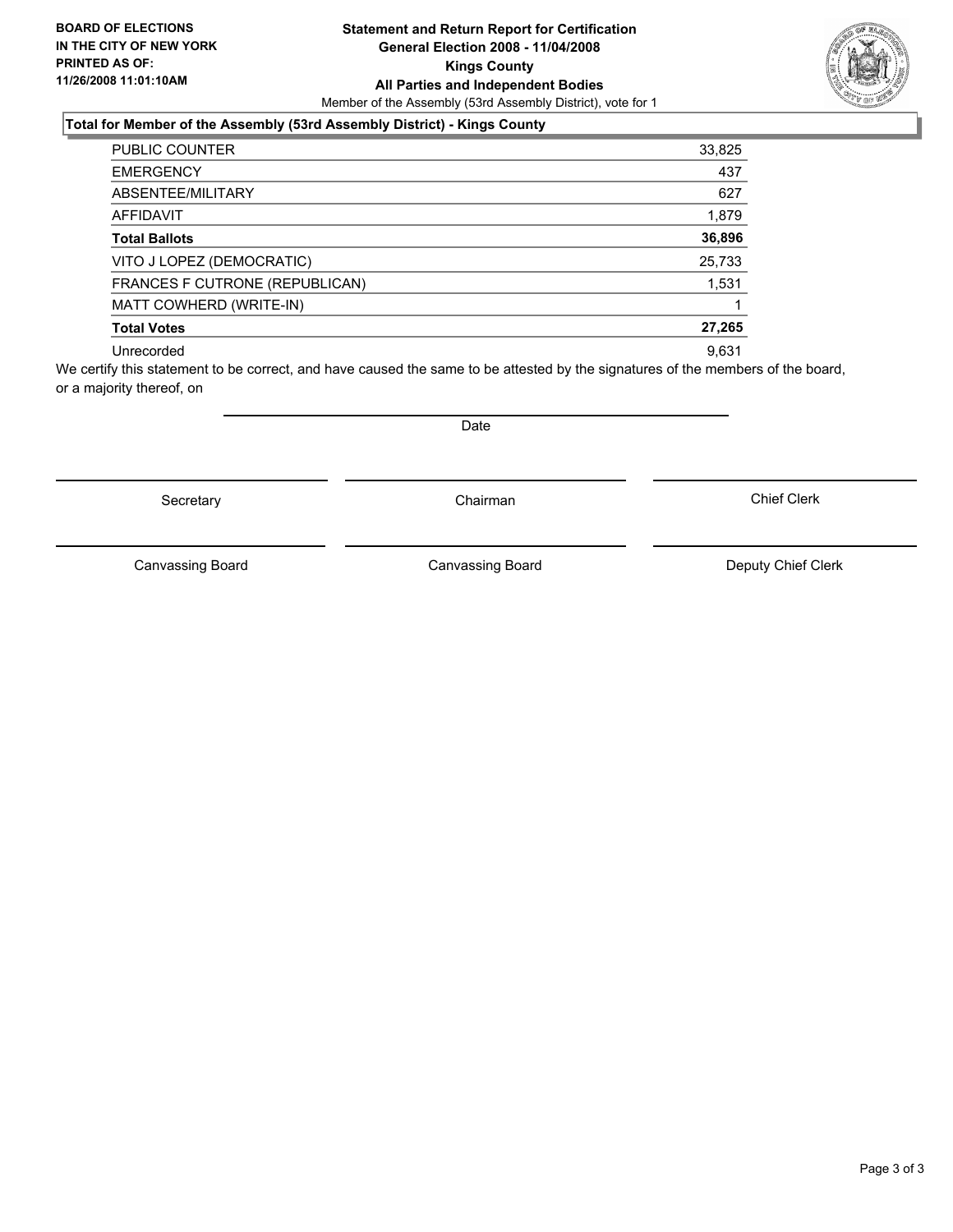**BOARD OF ELECTIONS IN THE CITY OF NEW YORK PRINTED AS OF: 11/26/2008 11:01:10AM**

**Statement and Return Report for Certification**
**General Election 2008 - 11/04/2008**
**Kings County**
**All Parties and Independent Bodies**
Member of the Assembly (53rd Assembly District), vote for 1

**Total for Member of the Assembly (53rd Assembly District) - Kings County**

| | |
|---|---|
| PUBLIC COUNTER | 33,825 |
| EMERGENCY | 437 |
| ABSENTEE/MILITARY | 627 |
| AFFIDAVIT | 1,879 |
| **Total Ballots** | **36,896** |
| VITO J LOPEZ (DEMOCRATIC) | 25,733 |
| FRANCES F CUTRONE (REPUBLICAN) | 1,531 |
| MATT COWHERD (WRITE-IN) | 1 |
| **Total Votes** | **27,265** |
| Unrecorded | 9,631 |

We certify this statement to be correct, and have caused the same to be attested by the signatures of the members of the board, or a majority thereof, on

Date

Secretary | Chairman | Chief Clerk

Canvassing Board | Canvassing Board | Deputy Chief Clerk